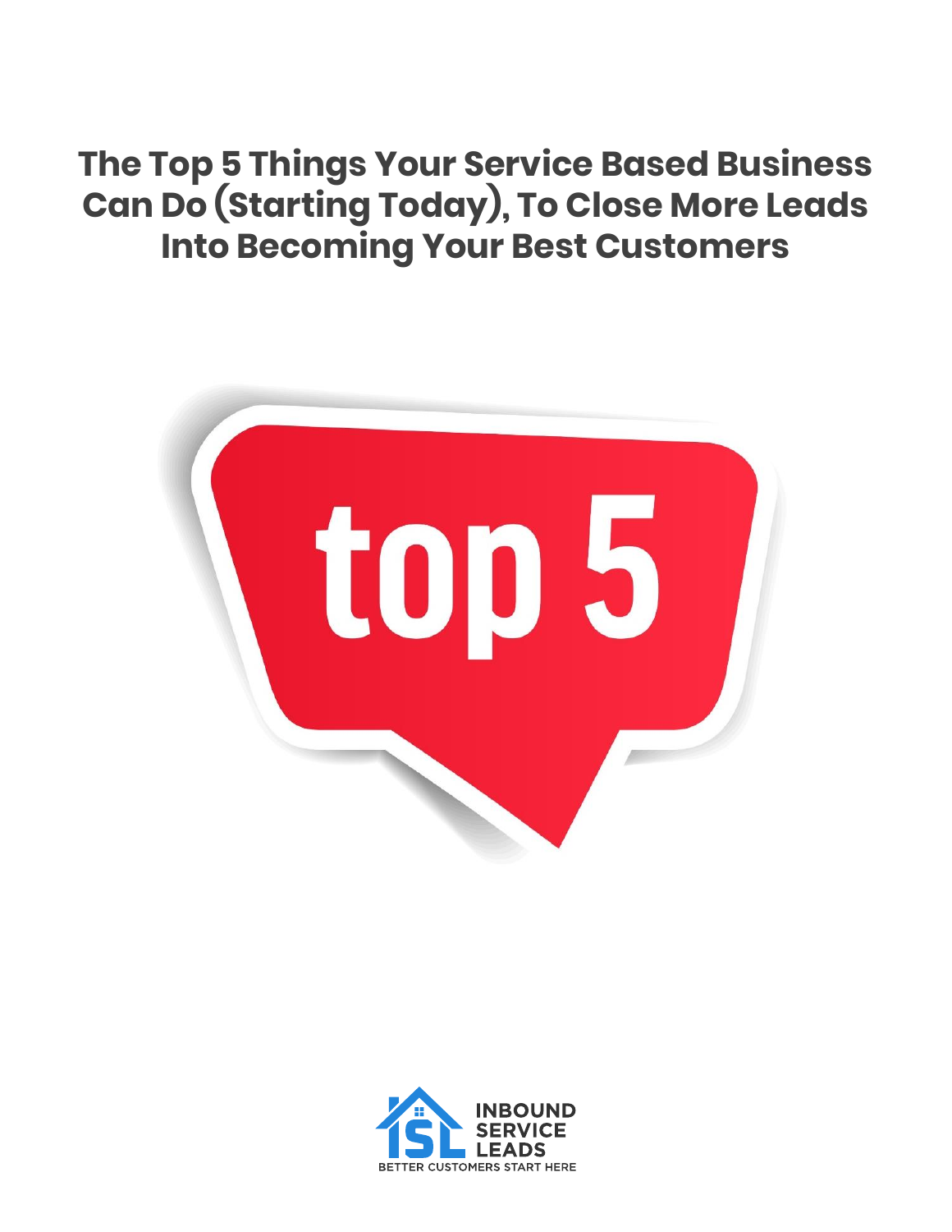# The Top 5 Things Your Service Based Business Can Do (Starting Today), To Close More Leads Into Becoming Your Best Customers

top 5

INBOUND SERVICE LEADS

BETTER CUSTOMERS START HERE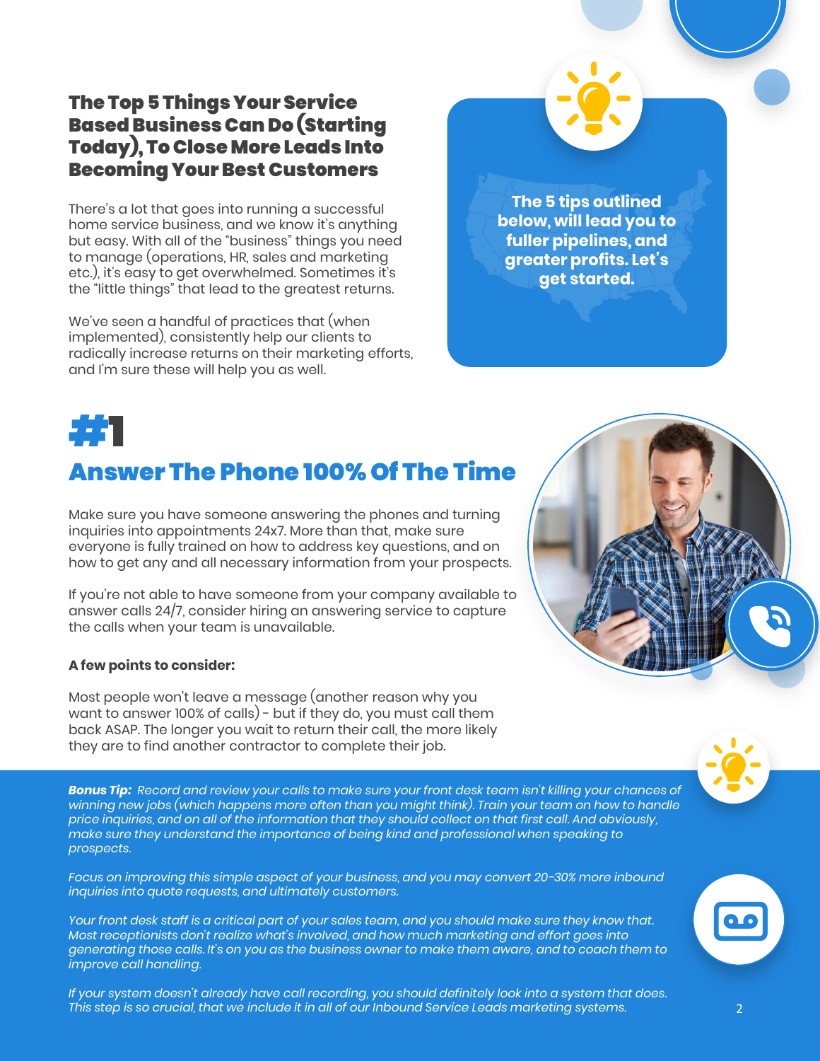## The Top 5 Things Your Service Based Business Can Do (Starting Today), To Close More Leads Into Becoming Your Best Customers

There's a lot that goes into running a successful home service business, and we know it's anything but easy. With all of the "business" things you need to manage (operations, HR, sales and marketing etc.), it's easy to get overwhelmed. Sometimes it's the "little things" that lead to the greatest returns.

We've seen a handful of practices that (when implemented), consistently help our clients to radically increase returns on their marketing efforts, and I'm sure these will help you as well.

**The 5 tips outlined below, will lead you to fuller pipelines, and greater profits. Let's get started.**

# #1

## Answer The Phone 100% Of The Time

Make sure you have someone answering the phones and turning inquiries into appointments 24x7. More than that, make sure everyone is fully trained on how to address key questions, and on how to get any and all necessary information from your prospects.

If you're not able to have someone from your company available to answer calls 24/7, consider hiring an answering service to capture the calls when your team is unavailable.

**A few points to consider:**

Most people won't leave a message (another reason why you want to answer 100% of calls) - but if they do, you must call them back ASAP. The longer you wait to return their call, the more likely they are to find another contractor to complete their job.

***Bonus Tip:*** *Record and review your calls to make sure your front desk team isn't killing your chances of winning new jobs (which happens more often than you might think). Train your team on how to handle price inquiries, and on all of the information that they should collect on that first call. And obviously, make sure they understand the importance of being kind and professional when speaking to prospects.*

*Focus on improving this simple aspect of your business, and you may convert 20-30% more inbound inquiries into quote requests, and ultimately customers.*

*Your front desk staff is a critical part of your sales team, and you should make sure they know that. Most receptionists don't realize what's involved, and how much marketing and effort goes into generating those calls. It's on you as the business owner to make them aware, and to coach them to improve call handling.*

*If your system doesn't already have call recording, you should definitely look into a system that does. This step is so crucial, that we include it in all of our Inbound Service Leads marketing systems.*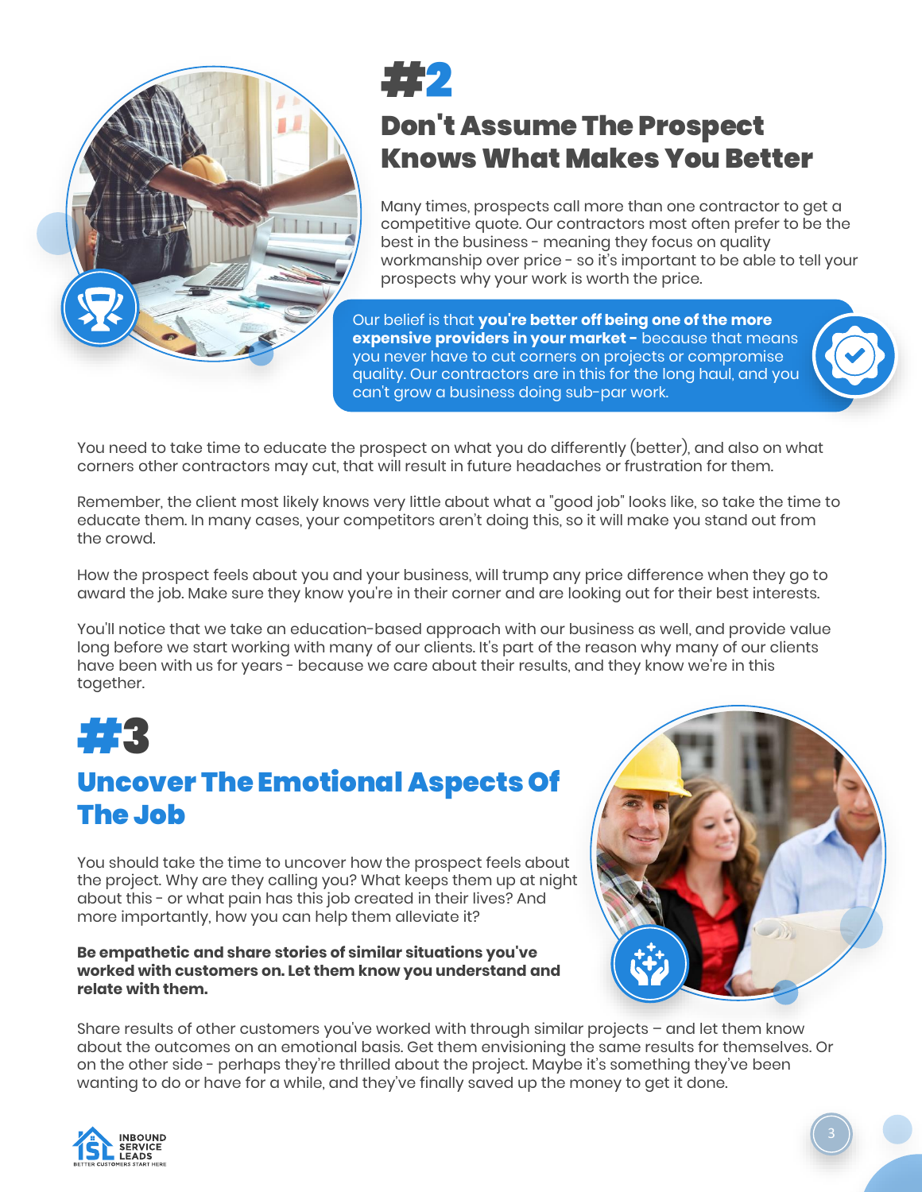# #2

## Don't Assume The Prospect Knows What Makes You Better

Many times, prospects call more than one contractor to get a competitive quote. Our contractors most often prefer to be the best in the business - meaning they focus on quality workmanship over price - so it's important to be able to tell your prospects why your work is worth the price.

Our belief is that **you're better off being one of the more expensive providers in your market -** because that means you never have to cut corners on projects or compromise quality. Our contractors are in this for the long haul, and you can't grow a business doing sub-par work.

You need to take time to educate the prospect on what you do differently (better), and also on what corners other contractors may cut, that will result in future headaches or frustration for them.

Remember, the client most likely knows very little about what a "good job" looks like, so take the time to educate them. In many cases, your competitors aren't doing this, so it will make you stand out from the crowd.

How the prospect feels about you and your business, will trump any price difference when they go to award the job. Make sure they know you're in their corner and are looking out for their best interests.

You'll notice that we take an education-based approach with our business as well, and provide value long before we start working with many of our clients. It's part of the reason why many of our clients have been with us for years - because we care about their results, and they know we're in this together.

# #3

## Uncover The Emotional Aspects Of The Job

You should take the time to uncover how the prospect feels about the project. Why are they calling you? What keeps them up at night about this - or what pain has this job created in their lives? And more importantly, how you can help them alleviate it?

**Be empathetic and share stories of similar situations you've worked with customers on. Let them know you understand and relate with them.**

Share results of other customers you've worked with through similar projects – and let them know about the outcomes on an emotional basis. Get them envisioning the same results for themselves. Or on the other side - perhaps they're thrilled about the project. Maybe it's something they've been wanting to do or have for a while, and they've finally saved up the money to get it done.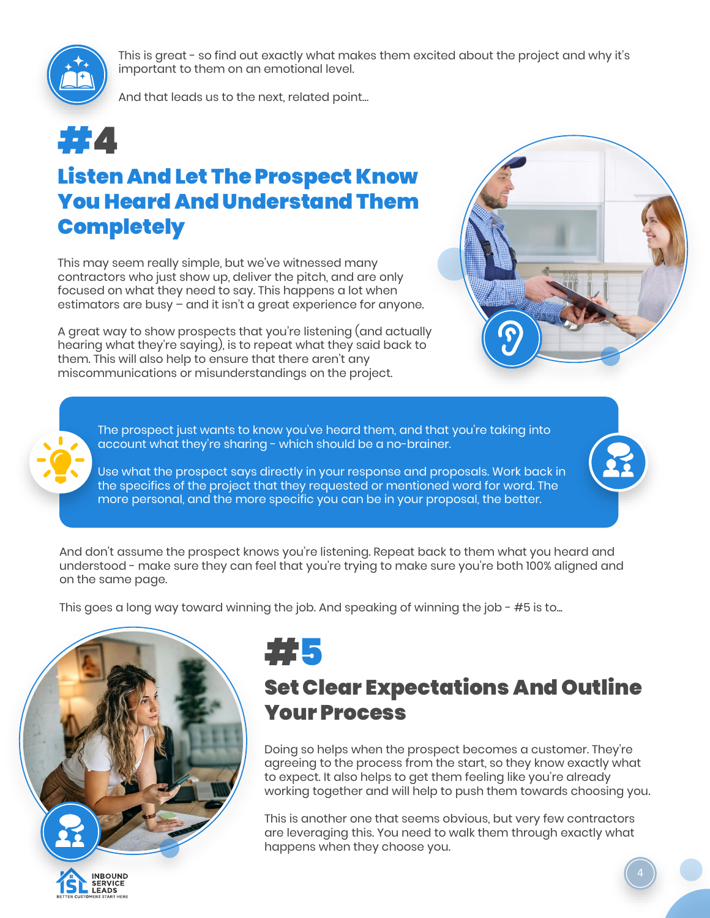This is great - so find out exactly what makes them excited about the project and why it's important to them on an emotional level.

And that leads us to the next, related point...

# #4

## Listen And Let The Prospect Know You Heard And Understand Them Completely

This may seem really simple, but we've witnessed many contractors who just show up, deliver the pitch, and are only focused on what they need to say. This happens a lot when estimators are busy – and it isn't a great experience for anyone.

A great way to show prospects that you're listening (and actually hearing what they're saying), is to repeat what they said back to them. This will also help to ensure that there aren't any miscommunications or misunderstandings on the project.

> The prospect just wants to know you've heard them, and that you're taking into account what they're sharing - which should be a no-brainer.
>
> Use what the prospect says directly in your response and proposals. Work back in the specifics of the project that they requested or mentioned word for word. The more personal, and the more specific you can be in your proposal, the better.

And don't assume the prospect knows you're listening. Repeat back to them what you heard and understood - make sure they can feel that you're trying to make sure you're both 100% aligned and on the same page.

This goes a long way toward winning the job. And speaking of winning the job - #5 is to...

# #5

## Set Clear Expectations And Outline Your Process

Doing so helps when the prospect becomes a customer. They're agreeing to the process from the start, so they know exactly what to expect. It also helps to get them feeling like you're already working together and will help to push them towards choosing you.

This is another one that seems obvious, but very few contractors are leveraging this. You need to walk them through exactly what happens when they choose you.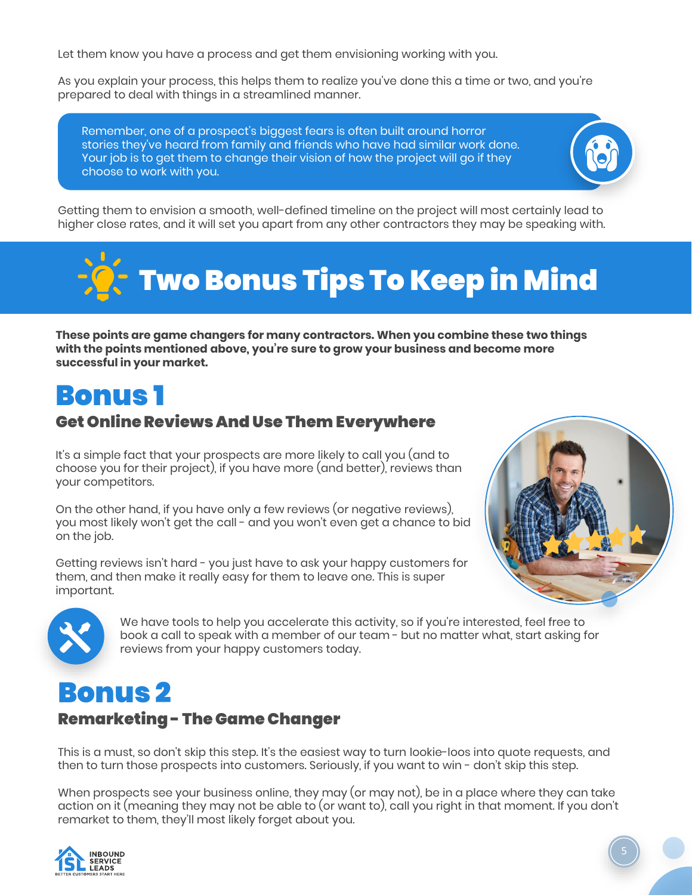Let them know you have a process and get them envisioning working with you.

As you explain your process, this helps them to realize you've done this a time or two, and you're prepared to deal with things in a streamlined manner.

> Remember, one of a prospect's biggest fears is often built around horror stories they've heard from family and friends who have had similar work done. Your job is to get them to change their vision of how the project will go if they choose to work with you.

Getting them to envision a smooth, well-defined timeline on the project will most certainly lead to higher close rates, and it will set you apart from any other contractors they may be speaking with.

# Two Bonus Tips To Keep in Mind

**These points are game changers for many contractors. When you combine these two things with the points mentioned above, you're sure to grow your business and become more successful in your market.**

## Bonus 1

### Get Online Reviews And Use Them Everywhere

It's a simple fact that your prospects are more likely to call you (and to choose you for their project), if you have more (and better), reviews than your competitors.

On the other hand, if you have only a few reviews (or negative reviews), you most likely won't get the call - and you won't even get a chance to bid on the job.

Getting reviews isn't hard - you just have to ask your happy customers for them, and then make it really easy for them to leave one. This is super important.

We have tools to help you accelerate this activity, so if you're interested, feel free to book a call to speak with a member of our team - but no matter what, start asking for reviews from your happy customers today.

## Bonus 2

### Remarketing - The Game Changer

This is a must, so don't skip this step. It's the easiest way to turn lookie-loos into quote requests, and then to turn those prospects into customers. Seriously, if you want to win - don't skip this step.

When prospects see your business online, they may (or may not), be in a place where they can take action on it (meaning they may not be able to (or want to), call you right in that moment. If you don't remarket to them, they'll most likely forget about you.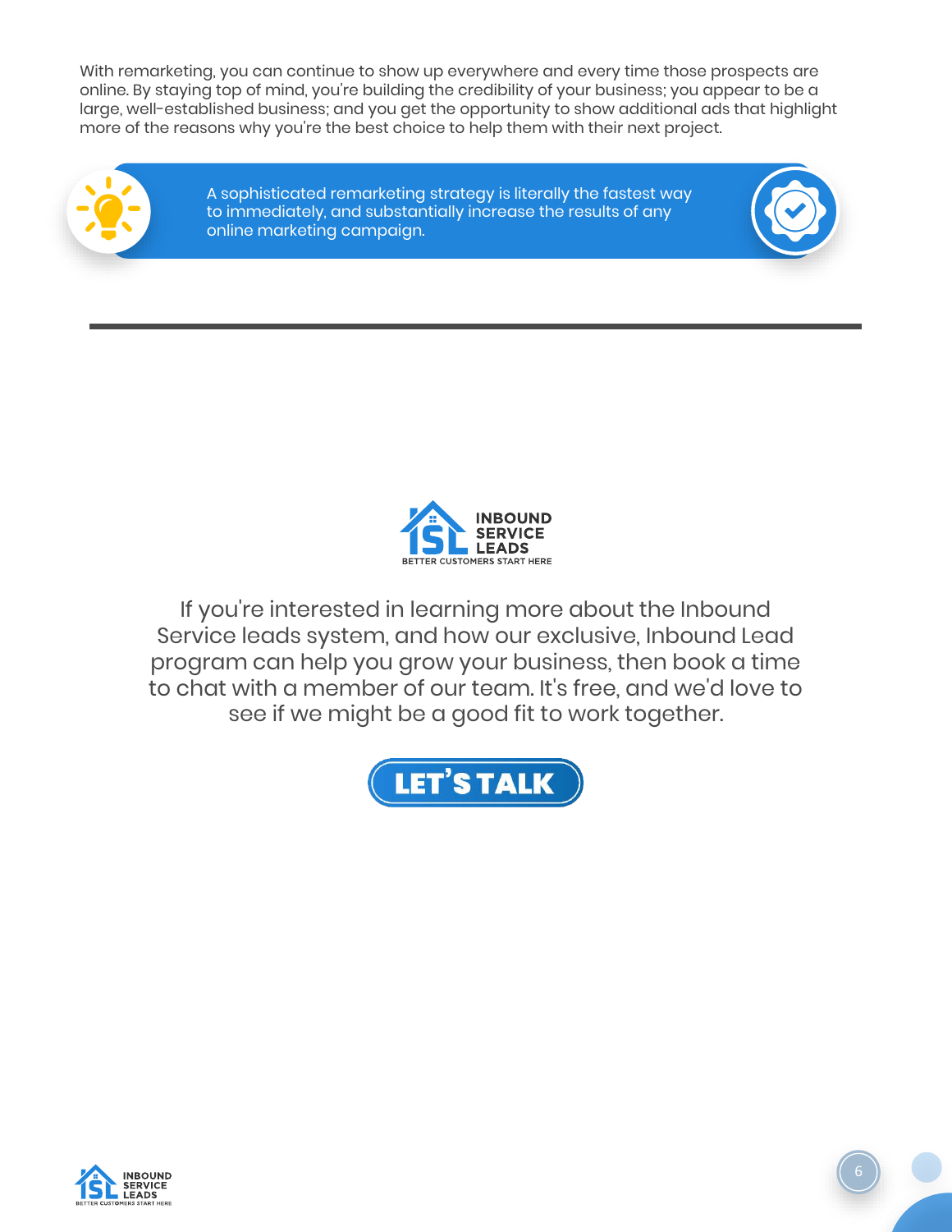With remarketing, you can continue to show up everywhere and every time those prospects are online. By staying top of mind, you're building the credibility of your business; you appear to be a large, well-established business; and you get the opportunity to show additional ads that highlight more of the reasons why you're the best choice to help them with their next project.

> A sophisticated remarketing strategy is literally the fastest way to immediately, and substantially increase the results of any online marketing campaign.

---

INBOUND SERVICE LEADS
BETTER CUSTOMERS START HERE

If you're interested in learning more about the Inbound Service leads system, and how our exclusive, Inbound Lead program can help you grow your business, then book a time to chat with a member of our team. It's free, and we'd love to see if we might be a good fit to work together.

**LET'S TALK**